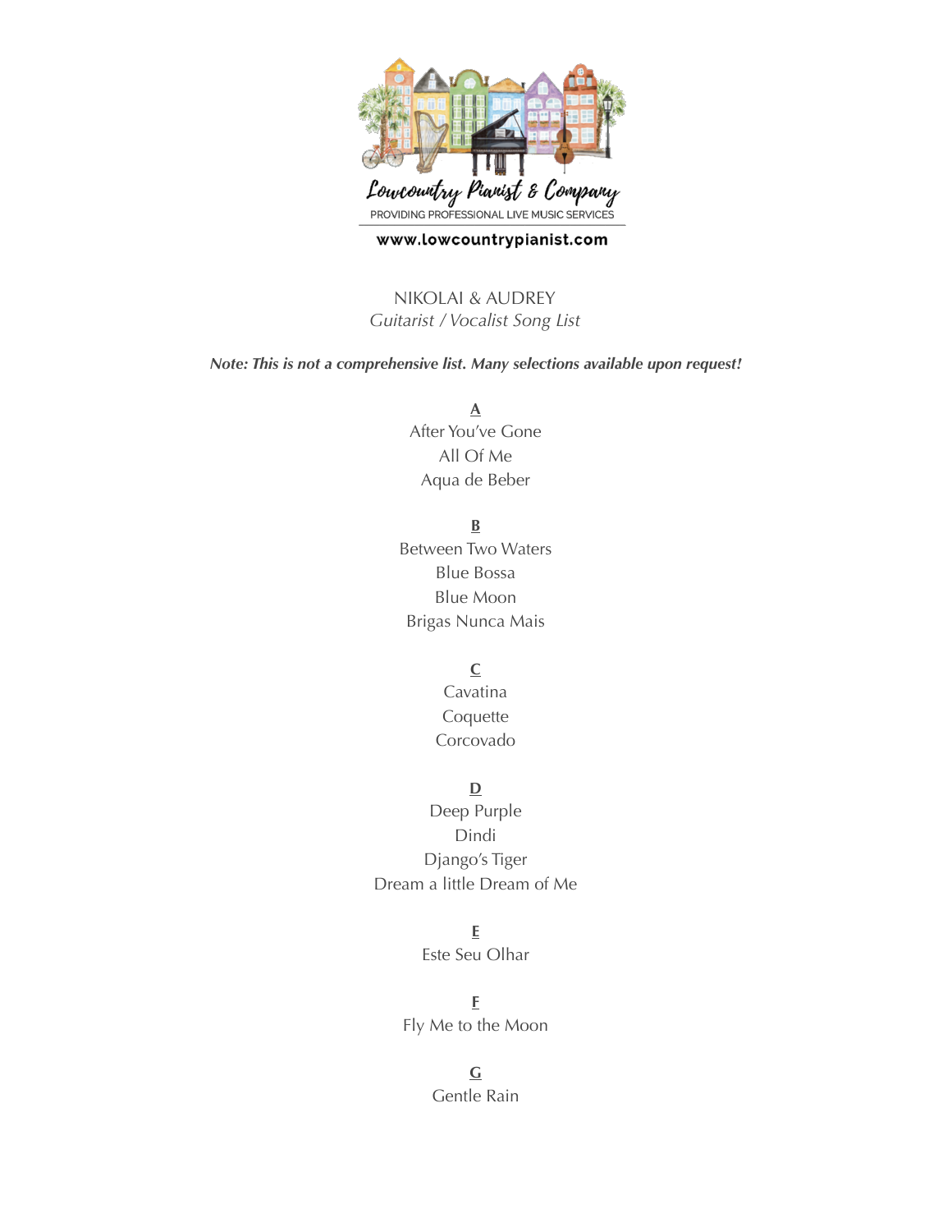Lowcountry Pianist & Company

PROVIDING PROFESSIONAL LIVE MUSIC SERVICES

www.lowcountrypianist.com

# NIKOLAI & AUDREY

*Guitarist / Vocalist Song List*

***Note: This is not a comprehensive list. Many selections available upon request!***

## A

After You've Gone

All Of Me

Aqua de Beber

## B

Between Two Waters

Blue Bossa

Blue Moon

Brigas Nunca Mais

## C

Cavatina

Coquette

Corcovado

## D

Deep Purple

Dindi

Django's Tiger

Dream a little Dream of Me

## E

Este Seu Olhar

## F

Fly Me to the Moon

## G

Gentle Rain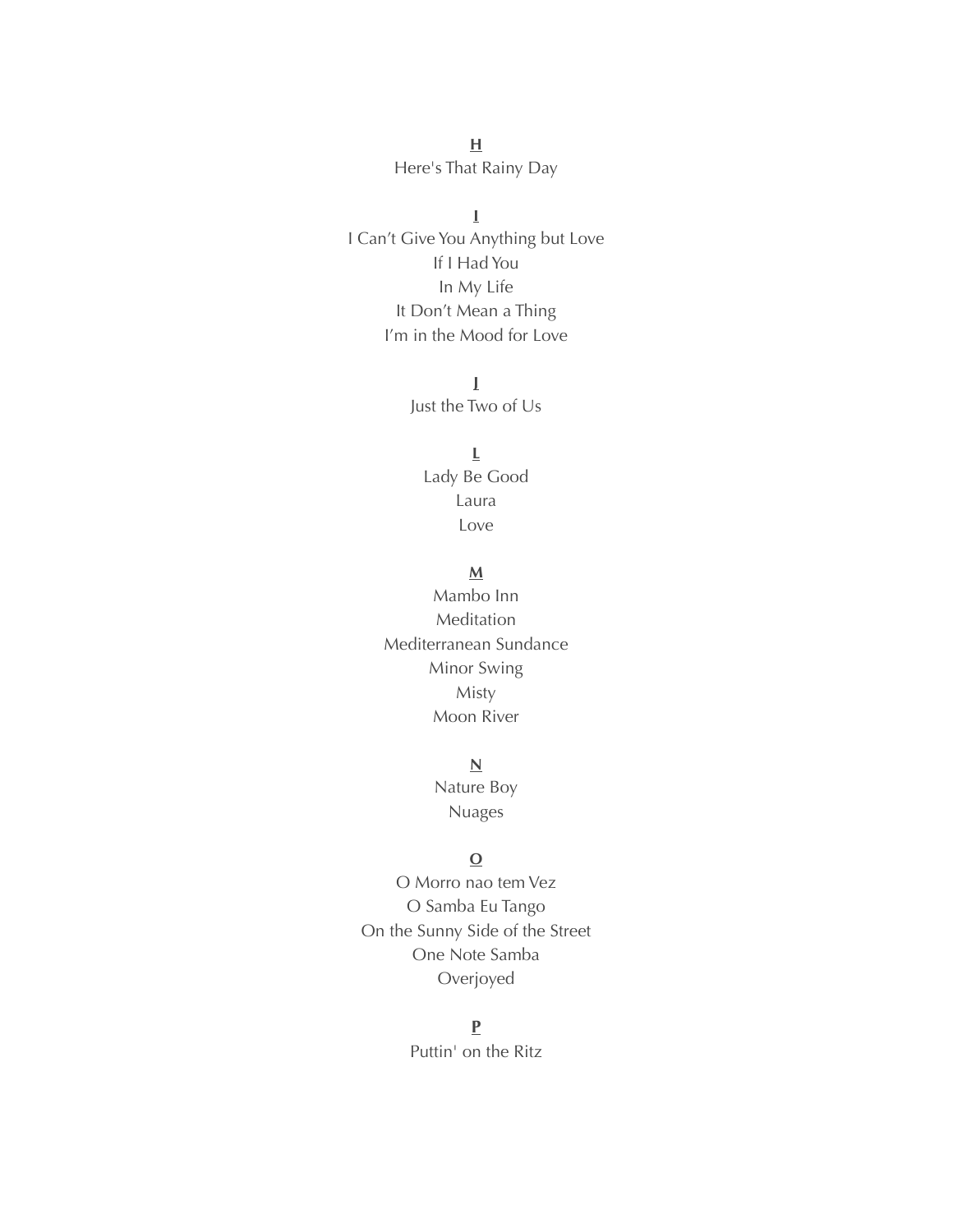**H**

Here's That Rainy Day

**I**

I Can't Give You Anything but Love

If I Had You

In My Life

It Don't Mean a Thing

I'm in the Mood for Love

**J**

Just the Two of Us

**L**

Lady Be Good

Laura

Love

**M**

Mambo Inn

Meditation

Mediterranean Sundance

Minor Swing

Misty

Moon River

**N**

Nature Boy

Nuages

**O**

O Morro nao tem Vez

O Samba Eu Tango

On the Sunny Side of the Street

One Note Samba

Overjoyed

**P**

Puttin' on the Ritz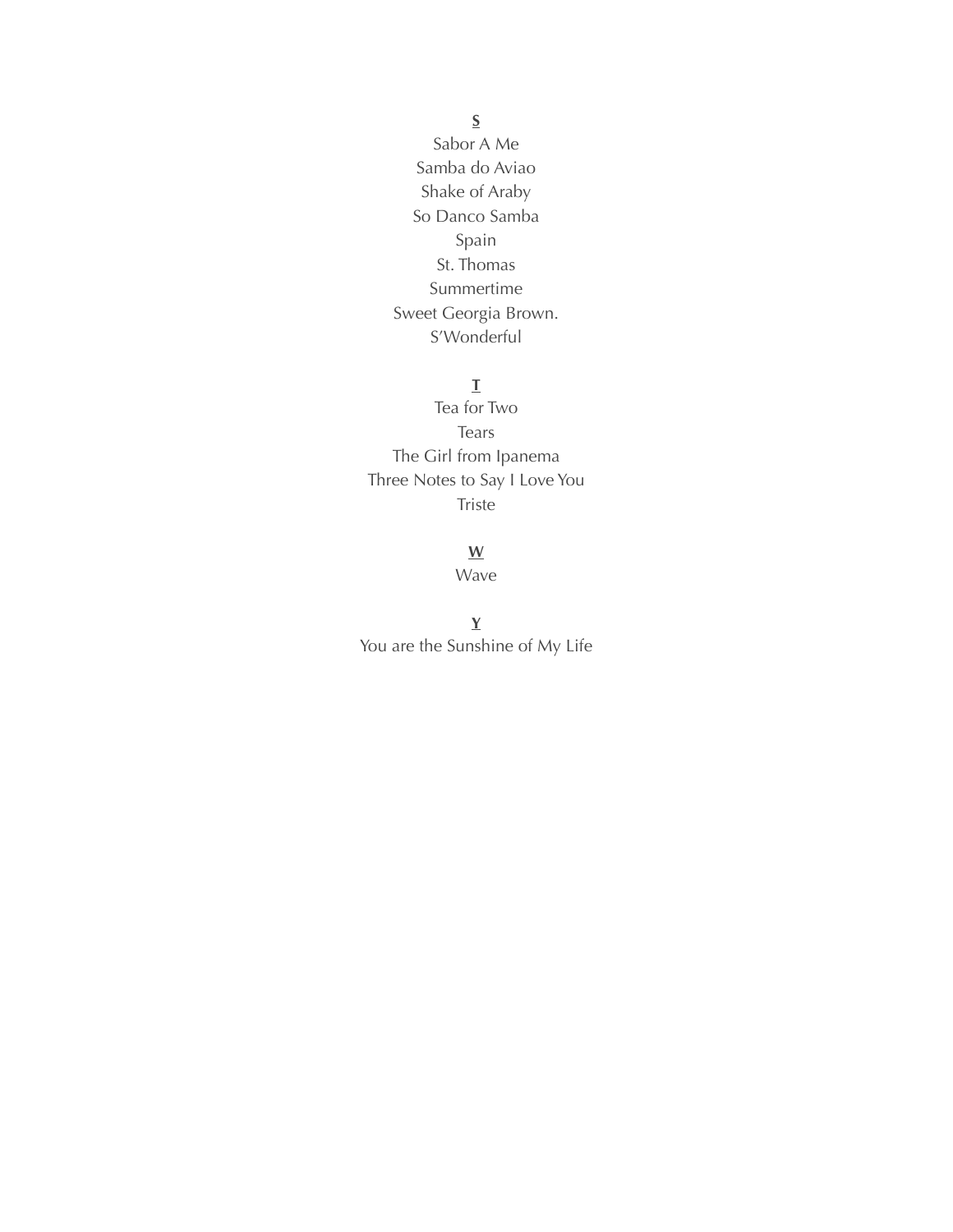**S**

Sabor A Me

Samba do Aviao

Shake of Araby

So Danco Samba

Spain

St. Thomas

Summertime

Sweet Georgia Brown.

S'Wonderful

**T**

Tea for Two

Tears

The Girl from Ipanema

Three Notes to Say I Love You

Triste

**W**

Wave

**Y**

You are the Sunshine of My Life